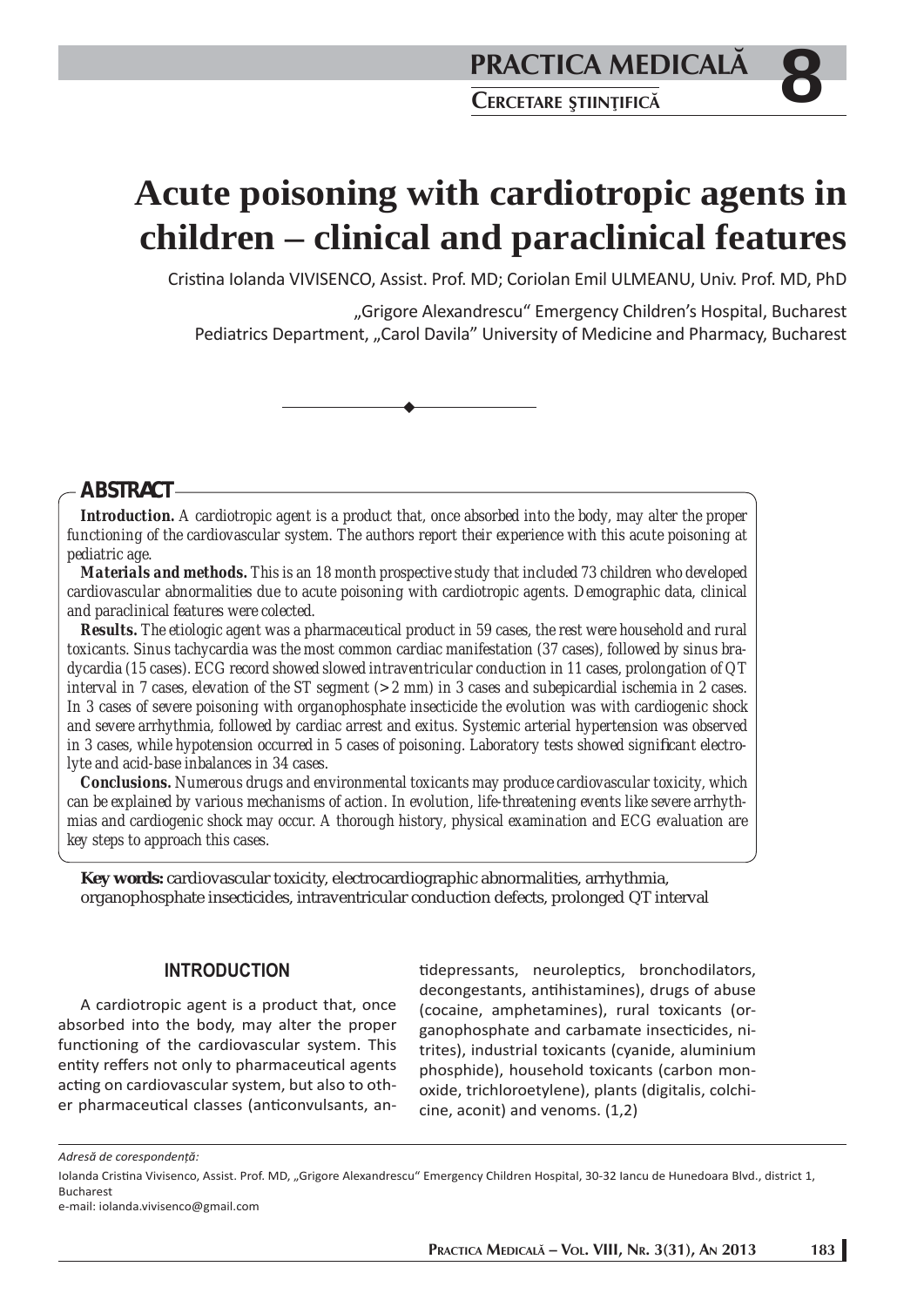# Acute poisoning with cardiotropic agents in children – clinical and paraclinical features

Cristina Iolanda VIVISENCO, Assist. Prof. MD; Coriolan Emil ULMEANU, Univ. Prof. MD, PhD

„Grigore Alexandrescu" Emergency Children's Hospital, Bucharest
Pediatrics Department, „Carol Davila" University of Medicine and Pharmacy, Bucharest

## ABSTRACT

***Introduction.*** *A cardiotropic agent is a product that, once absorbed into the body, may alter the proper functioning of the cardiovascular system. The authors report their experience with this acute poisoning at pediatric age.*

***Materials and methods.*** *This is an 18 month prospective study that included 73 children who developed cardiovascular abnormalities due to acute poisoning with cardiotropic agents. Demographic data, clinical and paraclinical features were colected.*

***Results.*** *The etiologic agent was a pharmaceutical product in 59 cases, the rest were household and rural toxicants. Sinus tachycardia was the most common cardiac manifestation (37 cases), followed by sinus bradycardia (15 cases). ECG record showed slowed intraventricular conduction in 11 cases, prolongation of QT interval in 7 cases, elevation of the ST segment (> 2 mm) in 3 cases and subepicardial ischemia in 2 cases. In 3 cases of severe poisoning with organophosphate insecticide the evolution was with cardiogenic shock and severe arrhythmia, followed by cardiac arrest and exitus. Systemic arterial hypertension was observed in 3 cases, while hypotension occurred in 5 cases of poisoning. Laboratory tests showed significant electrolyte and acid-base inbalances in 34 cases.*

***Conclusions.*** *Numerous drugs and environmental toxicants may produce cardiovascular toxicity, which can be explained by various mechanisms of action. In evolution, life-threatening events like severe arrhythmias and cardiogenic shock may occur. A thorough history, physical examination and ECG evaluation are key steps to approach this cases.*

**Key words:** cardiovascular toxicity, electrocardiographic abnormalities, arrhythmia, organophosphate insecticides, intraventricular conduction defects, prolonged QT interval

## INTRODUCTION

A cardiotropic agent is a product that, once absorbed into the body, may alter the proper functioning of the cardiovascular system. This entity reffers not only to pharmaceutical agents acting on cardiovascular system, but also to other pharmaceutical classes (anticonvulsants, antidepressants, neuroleptics, bronchodilators, decongestants, antihistamines), drugs of abuse (cocaine, amphetamines), rural toxicants (organophosphate and carbamate insecticides, nitrites), industrial toxicants (cyanide, aluminium phosphide), household toxicants (carbon monoxide, trichloroetylene), plants (digitalis, colchicine, aconit) and venoms. (1,2)

*Adresă de corespondență:*

Iolanda Cristina Vivisenco, Assist. Prof. MD, „Grigore Alexandrescu" Emergency Children Hospital, 30-32 Iancu de Hunedoara Blvd., district 1, Bucharest
e-mail: iolanda.vivisenco@gmail.com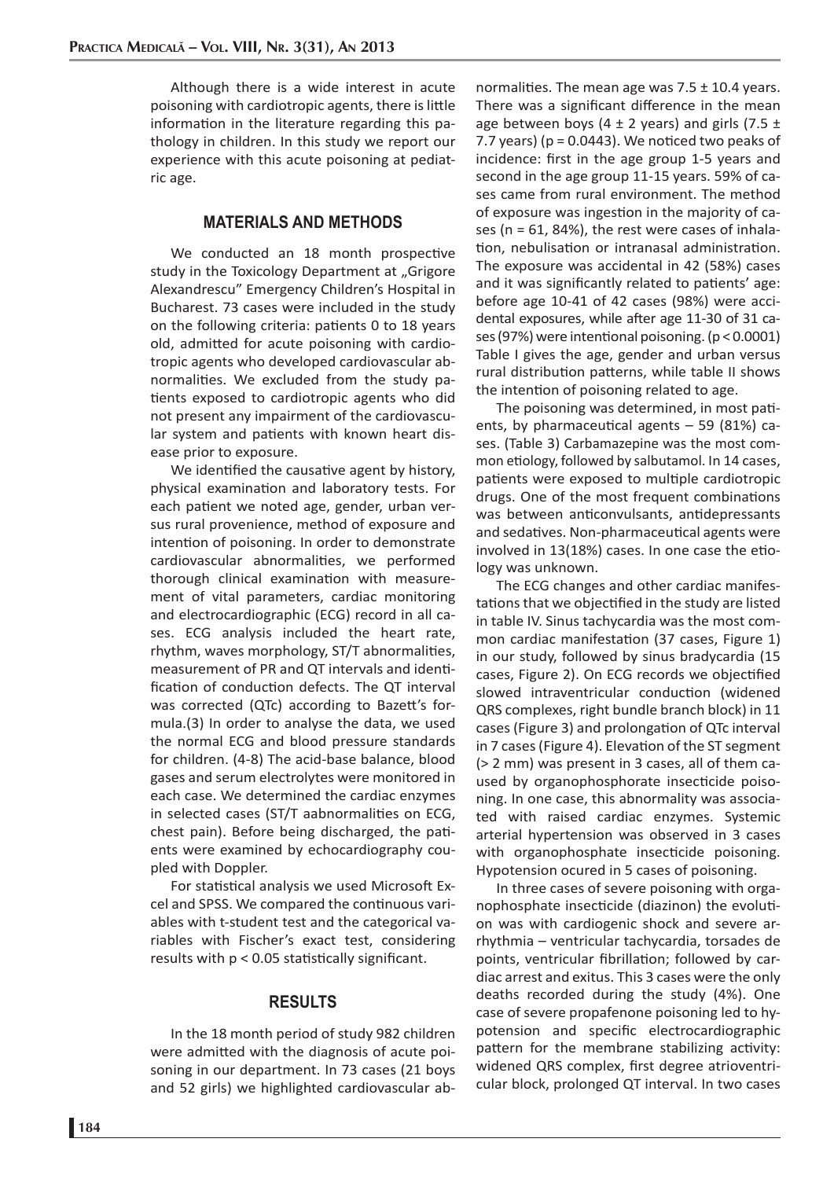Although there is a wide interest in acute poisoning with cardiotropic agents, there is little information in the literature regarding this pathology in children. In this study we report our experience with this acute poisoning at pediatric age.

## MATERIALS AND METHODS

We conducted an 18 month prospective study in the Toxicology Department at „Grigore Alexandrescu" Emergency Children's Hospital in Bucharest. 73 cases were included in the study on the following criteria: patients 0 to 18 years old, admitted for acute poisoning with cardiotropic agents who developed cardiovascular abnormalities. We excluded from the study patients exposed to cardiotropic agents who did not present any impairment of the cardiovascular system and patients with known heart disease prior to exposure.

We identified the causative agent by history, physical examination and laboratory tests. For each patient we noted age, gender, urban versus rural provenience, method of exposure and intention of poisoning. In order to demonstrate cardiovascular abnormalities, we performed thorough clinical examination with measurement of vital parameters, cardiac monitoring and electrocardiographic (ECG) record in all cases. ECG analysis included the heart rate, rhythm, waves morphology, ST/T abnormalities, measurement of PR and QT intervals and identification of conduction defects. The QT interval was corrected (QTc) according to Bazett's formula.(3) In order to analyse the data, we used the normal ECG and blood pressure standards for children. (4-8) The acid-base balance, blood gases and serum electrolytes were monitored in each case. We determined the cardiac enzymes in selected cases (ST/T aabnormalities on ECG, chest pain). Before being discharged, the patients were examined by echocardiography coupled with Doppler.

For statistical analysis we used Microsoft Excel and SPSS. We compared the continuous variables with t-student test and the categorical variables with Fischer's exact test, considering results with $p < 0.05$ statistically significant.

## RESULTS

In the 18 month period of study 982 children were admitted with the diagnosis of acute poisoning in our department. In 73 cases (21 boys and 52 girls) we highlighted cardiovascular abnormalities. The mean age was 7.5 ± 10.4 years. There was a significant difference in the mean age between boys (4 ± 2 years) and girls (7.5 ± 7.7 years) ($p = 0.0443$). We noticed two peaks of incidence: first in the age group 1-5 years and second in the age group 11-15 years. 59% of cases came from rural environment. The method of exposure was ingestion in the majority of cases (n = 61, 84%), the rest were cases of inhalation, nebulisation or intranasal administration. The exposure was accidental in 42 (58%) cases and it was significantly related to patients' age: before age 10-41 of 42 cases (98%) were accidental exposures, while after age 11-30 of 31 cases (97%) were intentional poisoning. ($p < 0.0001$) Table I gives the age, gender and urban versus rural distribution patterns, while table II shows the intention of poisoning related to age.

The poisoning was determined, in most patients, by pharmaceutical agents – 59 (81%) cases. (Table 3) Carbamazepine was the most common etiology, followed by salbutamol. In 14 cases, patients were exposed to multiple cardiotropic drugs. One of the most frequent combinations was between anticonvulsants, antidepressants and sedatives. Non-pharmaceutical agents were involved in 13(18%) cases. In one case the etiology was unknown.

The ECG changes and other cardiac manifestations that we objectified in the study are listed in table IV. Sinus tachycardia was the most common cardiac manifestation (37 cases, Figure 1) in our study, followed by sinus bradycardia (15 cases, Figure 2). On ECG records we objectified slowed intraventricular conduction (widened QRS complexes, right bundle branch block) in 11 cases (Figure 3) and prolongation of QTc interval in 7 cases (Figure 4). Elevation of the ST segment (> 2 mm) was present in 3 cases, all of them caused by organophosphorate insecticide poisoning. In one case, this abnormality was associated with raised cardiac enzymes. Systemic arterial hypertension was observed in 3 cases with organophosphate insecticide poisoning. Hypotension ocured in 5 cases of poisoning.

In three cases of severe poisoning with organophosphate insecticide (diazinon) the evolution was with cardiogenic shock and severe arrhythmia – ventricular tachycardia, torsades de points, ventricular fibrillation; followed by cardiac arrest and exitus. This 3 cases were the only deaths recorded during the study (4%). One case of severe propafenone poisoning led to hypotension and specific electrocardiographic pattern for the membrane stabilizing activity: widened QRS complex, first degree atrioventricular block, prolonged QT interval. In two cases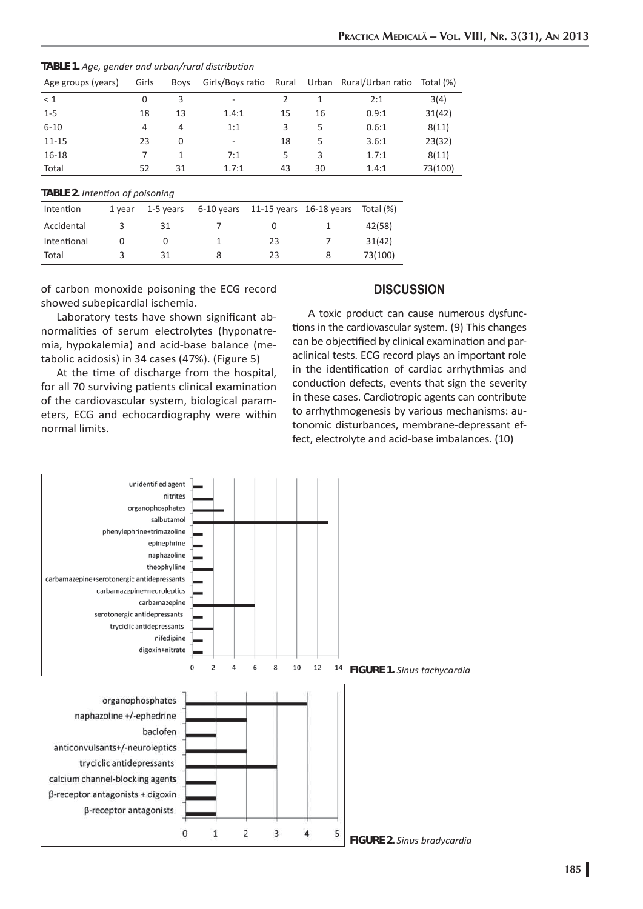**TABLE 1.** *Age, gender and urban/rural distribution*

| Age groups (years) | Girls | Boys | Girls/Boys ratio | Rural | Urban | Rural/Urban ratio | Total (%) |
|---|---|---|---|---|---|---|---|
| < 1 | 0 | 3 | - | 2 | 1 | 2:1 | 3(4) |
| 1-5 | 18 | 13 | 1.4:1 | 15 | 16 | 0.9:1 | 31(42) |
| 6-10 | 4 | 4 | 1:1 | 3 | 5 | 0.6:1 | 8(11) |
| 11-15 | 23 | 0 | - | 18 | 5 | 3.6:1 | 23(32) |
| 16-18 | 7 | 1 | 7:1 | 5 | 3 | 1.7:1 | 8(11) |
| Total | 52 | 31 | 1.7:1 | 43 | 30 | 1.4:1 | 73(100) |

**TABLE 2.** *Intention of poisoning*

| Intention | 1 year | 1-5 years | 6-10 years | 11-15 years | 16-18 years | Total (%) |
|---|---|---|---|---|---|---|
| Accidental | 3 | 31 | 7 | 0 | 1 | 42(58) |
| Intentional | 0 | 0 | 1 | 23 | 7 | 31(42) |
| Total | 3 | 31 | 8 | 23 | 8 | 73(100) |

of carbon monoxide poisoning the ECG record showed subepicardial ischemia.

Laboratory tests have shown significant abnormalities of serum electrolytes (hyponatremia, hypokalemia) and acid-base balance (metabolic acidosis) in 34 cases (47%). (Figure 5)

At the time of discharge from the hospital, for all 70 surviving patients clinical examination of the cardiovascular system, biological parameters, ECG and echocardiography were within normal limits.

## DISCUSSION

A toxic product can cause numerous dysfunctions in the cardiovascular system. (9) This changes can be objectified by clinical examination and paraclinical tests. ECG record plays an important role in the identification of cardiac arrhythmias and conduction defects, events that sign the severity in these cases. Cardiotropic agents can contribute to arrhythmogenesis by various mechanisms: autonomic disturbances, membrane-depressant effect, electrolyte and acid-base imbalances. (10)

**FIGURE 1.** *Sinus tachycardia*

**FIGURE 2.** *Sinus bradycardia*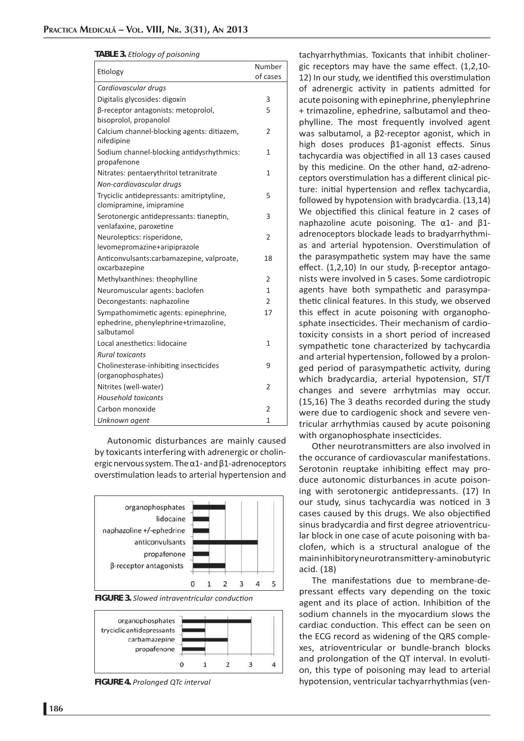**TABLE 3.** *Etiology of poisoning*

| Etiology | Number of cases |
|---|---|
| *Cardiovascular drugs* | |
| Digitalis glycosides: digoxin | 3 |
| β-receptor antagonists: metoprolol, bisoprolol, propanolol | 5 |
| Calcium channel-blocking agents: ditiazem, nifedipine | 2 |
| Sodium channel-blocking antidysrhythmics: propafenone | 1 |
| Nitrates: pentaerythritol tetranitrate | 1 |
| *Non-cardiovascular drugs* | |
| Tryciclic antidepressants: amitriptyline, clomipramine, imipramine | 5 |
| Serotonergic antidepressants: tianeptin, venlafaxine, paroxetine | 3 |
| Neuroleptics: risperidone, levomepromazine+aripiprazole | 2 |
| Anticonvulsants:carbamazepine, valproate, oxcarbazepine | 18 |
| Methylxanthines: theophylline | 2 |
| Neuromuscular agents: baclofen | 1 |
| Decongestants: naphazoline | 2 |
| Sympathomimetic agents: epinephrine, ephedrine, phenylephrine+trimazoline, salbutamol | 17 |
| Local anesthetics: lidocaine | 1 |
| *Rural toxicants* | |
| Cholinesterase-inhibiting insecticides (organophosphates) | 9 |
| Nitrites (well-water) | 2 |
| *Household toxicants* | |
| Carbon monoxide | 2 |
| *Unknown agent* | 1 |

Autonomic disturbances are mainly caused by toxicants interfering with adrenergic or cholinergic nervous system. The α1- and β1-adrenoceptors overstimulation leads to arterial hypertension and tachyarrhythmias. Toxicants that inhibit cholinergic receptors may have the same effect. (1,2,10-12) In our study, we identified this overstimulation of adrenergic activity in patients admitted for acute poisoning with epinephrine, phenylephrine + trimazoline, ephedrine, salbutamol and theophylline. The most frequently involved agent was salbutamol, a β2-receptor agonist, which in high doses produces β1-agonist effects. Sinus tachycardia was objectified in all 13 cases caused by this medicine. On the other hand, α2-adrenoceptors overstimulation has a different clinical picture: initial hypertension and reflex tachycardia, followed by hypotension with bradycardia. (13,14) We objectified this clinical feature in 2 cases of naphazoline acute poisoning. The α1- and β1-adrenoceptors blockade leads to bradyarrhythmias and arterial hypotension. Overstimulation of the parasympathetic system may have the same effect. (1,2,10) In our study, β-receptor antagonists were involved in 5 cases. Some cardiotropic agents have both sympathetic and parasympathetic clinical features. In this study, we observed this effect in acute poisoning with organophosphate insecticides. Their mechanism of cardiotoxicity consists in a short period of increased sympathetic tone characterized by tachycardia and arterial hypertension, followed by a prolonged period of parasympathetic activity, during which bradycardia, arterial hypotension, ST/T changes and severe arrhytmias may occur. (15,16) The 3 deaths recorded during the study were due to cardiogenic shock and severe ventricular arrhythmias caused by acute poisoning with organophosphate insecticides.

**FIGURE 3.** *Slowed intraventricular conduction*

**FIGURE 4.** *Prolonged QTc interval*

Other neurotransmitters are also involved in the occurance of cardiovascular manifestations. Serotonin reuptake inhibiting effect may produce autonomic disturbances in acute poisoning with serotonergic antidepressants. (17) In our study, sinus tachycardia was noticed in 3 cases caused by this drugs. We also objectified sinus bradycardia and first degree atrioventricular block in one case of acute poisoning with baclofen, which is a structural analogue of the main inhibitory neurotransmitter γ-aminobutyric acid. (18)

The manifestations due to membrane-depressant effects vary depending on the toxic agent and its place of action. Inhibition of the sodium channels in the myocardium slows the cardiac conduction. This effect can be seen on the ECG record as widening of the QRS complexes, atrioventricular or bundle-branch blocks and prolongation of the QT interval. In evolution, this type of poisoning may lead to arterial hypotension, ventricular tachyarrhythmias (ven-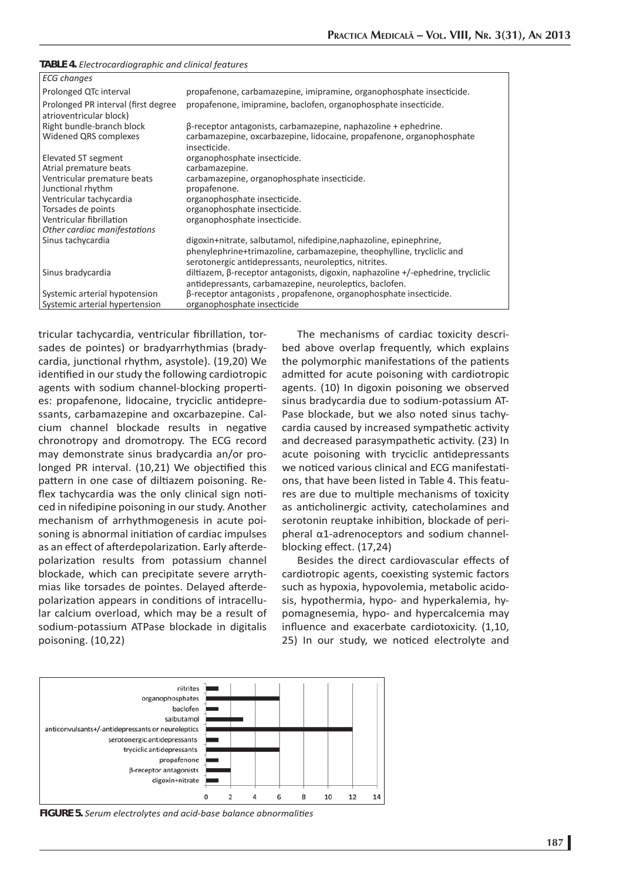**TABLE 4.** *Electrocardiographic and clinical features*

| *ECG changes* | |
|---|---|
| Prolonged QTc interval | propafenone, carbamazepine, imipramine, organophosphate insecticide. |
| Prolonged PR interval (first degree atrioventricular block) | propafenone, imipramine, baclofen, organophosphate insecticide. |
| Right bundle-branch block | β-receptor antagonists, carbamazepine, naphazoline + ephedrine. |
| Widened QRS complexes | carbamazepine, oxcarbazepine, lidocaine, propafenone, organophosphate insecticide. |
| Elevated ST segment | organophosphate insecticide. |
| Atrial premature beats | carbamazepine. |
| Ventricular premature beats | carbamazepine, organophosphate insecticide. |
| Junctional rhythm | propafenone. |
| Ventricular tachycardia | organophosphate insecticide. |
| Torsades de points | organophosphate insecticide. |
| Ventricular fibrillation | organophosphate insecticide. |
| *Other cardiac manifestations* | |
| Sinus tachycardia | digoxin+nitrate, salbutamol, nifedipine,naphazoline, epinephrine, phenylephrine+trimazoline, carbamazepine, theophylline, trycliclic and serotonergic antidepressants, neuroleptics, nitrites. |
| Sinus bradycardia | diltiazem, β-receptor antagonists, digoxin, naphazoline +/-ephedrine, trycliclic antidepressants, carbamazepine, neuroleptics, baclofen. |
| Systemic arterial hypotension | β-receptor antagonists , propafenone, organophosphate insecticide. |
| Systemic arterial hypertension | organophosphate insecticide |

tricular tachycardia, ventricular fibrillation, torsades de pointes) or bradyarrhythmias (bradycardia, junctional rhythm, asystole). (19,20) We identified in our study the following cardiotropic agents with sodium channel-blocking properties: propafenone, lidocaine, tryciclic antidepressants, carbamazepine and oxcarbazepine. Calcium channel blockade results in negative chronotropy and dromotropy. The ECG record may demonstrate sinus bradycardia an/or prolonged PR interval. (10,21) We objectified this pattern in one case of diltiazem poisoning. Reflex tachycardia was the only clinical sign noticed in nifedipine poisoning in our study. Another mechanism of arrhythmogenesis in acute poisoning is abnormal initiation of cardiac impulses as an effect of afterdepolarization. Early afterdepolarization results from potassium channel blockade, which can precipitate severe arrythmias like torsades de pointes. Delayed afterdepolarization appears in conditions of intracellular calcium overload, which may be a result of sodium-potassium ATPase blockade in digitalis poisoning. (10,22)

The mechanisms of cardiac toxicity described above overlap frequently, which explains the polymorphic manifestations of the patients admitted for acute poisoning with cardiotropic agents. (10) In digoxin poisoning we observed sinus bradycardia due to sodium-potassium ATPase blockade, but we also noted sinus tachycardia caused by increased sympathetic activity and decreased parasympathetic activity. (23) In acute poisoning with tryciclic antidepressants we noticed various clinical and ECG manifestations, that have been listed in Table 4. This features are due to multiple mechanisms of toxicity as anticholinergic activity, catecholamines and serotonin reuptake inhibition, blockade of peripheral α1-adrenoceptors and sodium channel-blocking effect. (17,24)

Besides the direct cardiovascular effects of cardiotropic agents, coexisting systemic factors such as hypoxia, hypovolemia, metabolic acidosis, hypothermia, hypo- and hyperkalemia, hypomagnesemia, hypo- and hypercalcemia may influence and exacerbate cardiotoxicity. (1,10, 25) In our study, we noticed electrolyte and

| | |
|---|---|
| nitrites | 1 |
| organophosphates | 6 |
| baclofen | 1 |
| salbutamol | 3 |
| anticonvulsants+/-antidepressants or neuroleptics | 12 |
| serotonergic antidepressants | 1 |
| tryciclic antidepressants | 6 |
| propafenone | 1 |
| β-receptor antagonists | 2 |
| digoxin+nitrate | 1 |

**FIGURE 5.** *Serum electrolytes and acid-base balance abnormalities*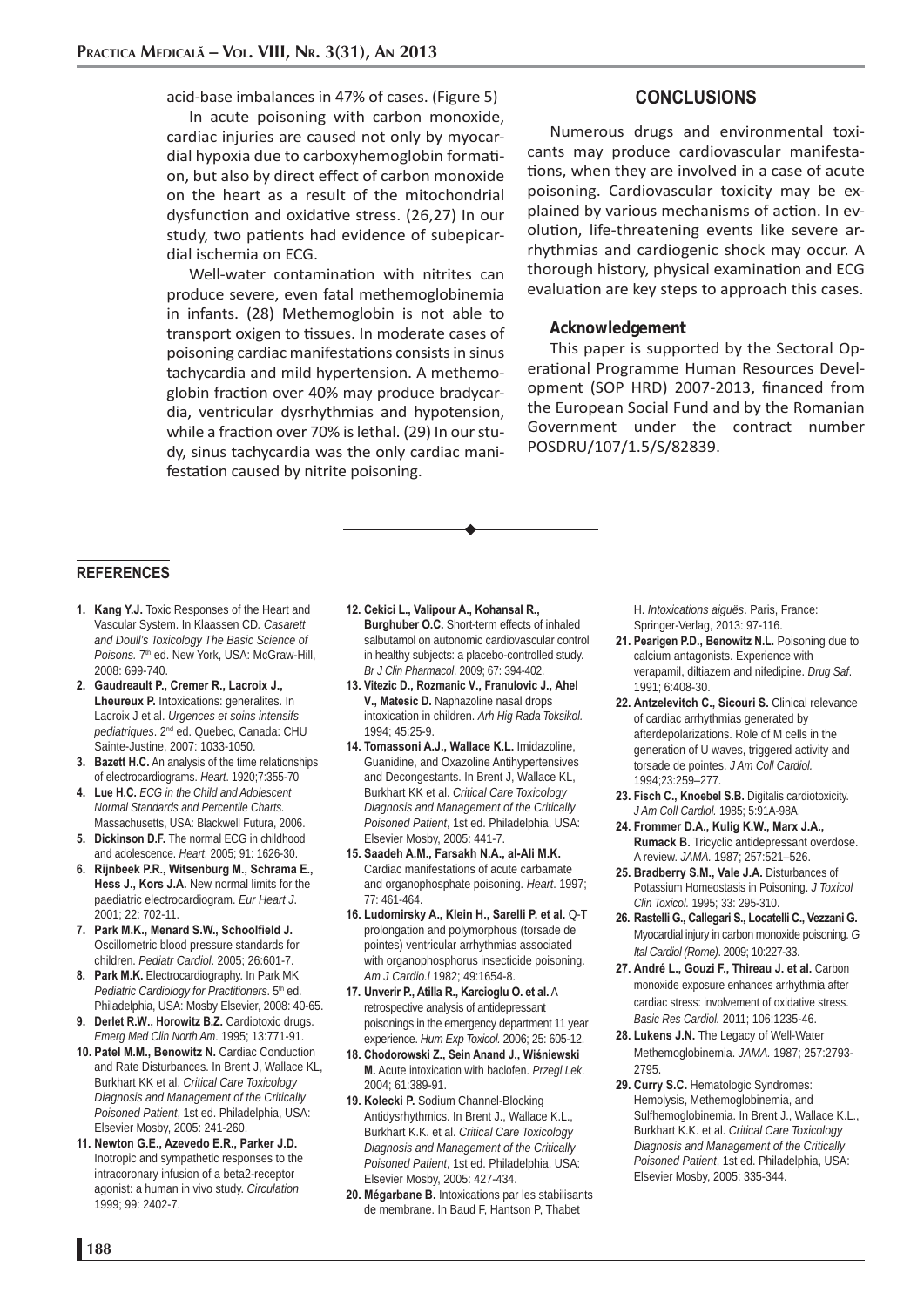acid-base imbalances in 47% of cases. (Figure 5)

In acute poisoning with carbon monoxide, cardiac injuries are caused not only by myocardial hypoxia due to carboxyhemoglobin formation, but also by direct effect of carbon monoxide on the heart as a result of the mitochondrial dysfunction and oxidative stress. (26,27) In our study, two patients had evidence of subepicardial ischemia on ECG.

Well-water contamination with nitrites can produce severe, even fatal methemoglobinemia in infants. (28) Methemoglobin is not able to transport oxigen to tissues. In moderate cases of poisoning cardiac manifestations consists in sinus tachycardia and mild hypertension. A methemoglobin fraction over 40% may produce bradycardia, ventricular dysrhythmias and hypotension, while a fraction over 70% is lethal. (29) In our study, sinus tachycardia was the only cardiac manifestation caused by nitrite poisoning.

## CONCLUSIONS

Numerous drugs and environmental toxicants may produce cardiovascular manifestations, when they are involved in a case of acute poisoning. Cardiovascular toxicity may be explained by various mechanisms of action. In evolution, life-threatening events like severe arrhythmias and cardiogenic shock may occur. A thorough history, physical examination and ECG evaluation are key steps to approach this cases.

### Acknowledgement

This paper is supported by the Sectoral Operational Programme Human Resources Development (SOP HRD) 2007-2013, financed from the European Social Fund and by the Romanian Government under the contract number POSDRU/107/1.5/S/82839.

## REFERENCES

1. **Kang Y.J.** Toxic Responses of the Heart and Vascular System. In Klaassen CD. *Casarett and Doull's Toxicology The Basic Science of Poisons.* 7th ed. New York, USA: McGraw-Hill, 2008: 699-740.
2. **Gaudreault P., Cremer R., Lacroix J., Lheureux P.** Intoxications: generalites. In Lacroix J et al. *Urgences et soins intensifs pediatriques*. 2nd ed. Quebec, Canada: CHU Sainte-Justine, 2007: 1033-1050.
3. **Bazett H.C.** An analysis of the time relationships of electrocardiograms. *Heart*. 1920;7:355-70
4. **Lue H.C.** *ECG in the Child and Adolescent Normal Standards and Percentile Charts.* Massachusetts, USA: Blackwell Futura, 2006.
5. **Dickinson D.F.** The normal ECG in childhood and adolescence. *Heart*. 2005; 91: 1626-30.
6. **Rijnbeek P.R., Witsenburg M., Schrama E., Hess J., Kors J.A.** New normal limits for the paediatric electrocardiogram. *Eur Heart J*. 2001; 22: 702-11.
7. **Park M.K., Menard S.W., Schoolfield J.** Oscillometric blood pressure standards for children. *Pediatr Cardiol*. 2005; 26:601-7.
8. **Park M.K.** Electrocardiography. In Park MK *Pediatric Cardiology for Practitioners*. 5th ed. Philadelphia, USA: Mosby Elsevier, 2008: 40-65.
9. **Derlet R.W., Horowitz B.Z.** Cardiotoxic drugs. *Emerg Med Clin North Am*. 1995; 13:771-91.
10. **Patel M.M., Benowitz N.** Cardiac Conduction and Rate Disturbances. In Brent J, Wallace KL, Burkhart KK et al. *Critical Care Toxicology Diagnosis and Management of the Critically Poisoned Patient*, 1st ed. Philadelphia, USA: Elsevier Mosby, 2005: 241-260.
11. **Newton G.E., Azevedo E.R., Parker J.D.** Inotropic and sympathetic responses to the intracoronary infusion of a beta2-receptor agonist: a human in vivo study. *Circulation* 1999; 99: 2402-7.
12. **Cekici L., Valipour A., Kohansal R., Burghuber O.C.** Short-term effects of inhaled salbutamol on autonomic cardiovascular control in healthy subjects: a placebo-controlled study. *Br J Clin Pharmacol*. 2009; 67: 394-402.
13. **Vitezic D., Rozmanic V., Franulovic J., Ahel V., Matesic D.** Naphazoline nasal drops intoxication in children. *Arh Hig Rada Toksikol.* 1994; 45:25-9.
14. **Tomassoni A.J., Wallace K.L.** Imidazoline, Guanidine, and Oxazoline Antihypertensives and Decongestants. In Brent J, Wallace KL, Burkhart KK et al. *Critical Care Toxicology Diagnosis and Management of the Critically Poisoned Patient*, 1st ed. Philadelphia, USA: Elsevier Mosby, 2005: 441-7.
15. **Saadeh A.M., Farsakh N.A., al-Ali M.K.** Cardiac manifestations of acute carbamate and organophosphate poisoning. *Heart*. 1997; 77: 461-464.
16. **Ludomirsky A., Klein H., Sarelli P. et al.** Q-T prolongation and polymorphous (torsade de pointes) ventricular arrhythmias associated with organophosphorus insecticide poisoning. *Am J Cardio.l* 1982; 49:1654-8.
17. **Unverir P., Atilla R., Karcioglu O. et al.** A retrospective analysis of antidepressant poisonings in the emergency department 11 year experience. *Hum Exp Toxicol.* 2006; 25: 605-12.
18. **Chodorowski Z., Sein Anand J., Wiśniewski M.** Acute intoxication with baclofen. *Przegl Lek*. 2004; 61:389-91.
19. **Kolecki P.** Sodium Channel-Blocking Antidysrhythmics. In Brent J., Wallace K.L., Burkhart K.K. et al. *Critical Care Toxicology Diagnosis and Management of the Critically Poisoned Patient*, 1st ed. Philadelphia, USA: Elsevier Mosby, 2005: 427-434.
20. **Mégarbane B.** Intoxications par les stabilisants de membrane. In Baud F, Hantson P, Thabet H. *Intoxications aiguës*. Paris, France: Springer-Verlag, 2013: 97-116.
21. **Pearigen P.D., Benowitz N.L.** Poisoning due to calcium antagonists. Experience with verapamil, diltiazem and nifedipine. *Drug Saf*. 1991; 6:408-30.
22. **Antzelevitch C., Sicouri S.** Clinical relevance of cardiac arrhythmias generated by afterdepolarizations. Role of M cells in the generation of U waves, triggered activity and torsade de pointes. *J Am Coll Cardiol.* 1994;23:259–277.
23. **Fisch C., Knoebel S.B.** Digitalis cardiotoxicity. *J Am Coll Cardiol.* 1985; 5:91A-98A.
24. **Frommer D.A., Kulig K.W., Marx J.A., Rumack B.** Tricyclic antidepressant overdose. A review. *JAMA.* 1987; 257:521–526.
25. **Bradberry S.M., Vale J.A.** Disturbances of Potassium Homeostasis in Poisoning. *J Toxicol Clin Toxicol.* 1995; 33: 295-310.
26. **Rastelli G., Callegari S., Locatelli C., Vezzani G.** Myocardial injury in carbon monoxide poisoning. *G Ital Cardiol (Rome)*. 2009; 10:227-33.
27. **André L., Gouzi F., Thireau J. et al.** Carbon monoxide exposure enhances arrhythmia after cardiac stress: involvement of oxidative stress. *Basic Res Cardiol.* 2011; 106:1235-46.
28. **Lukens J.N.** The Legacy of Well-Water Methemoglobinemia. *JAMA.* 1987; 257:2793-2795.
29. **Curry S.C.** Hematologic Syndromes: Hemolysis, Methemoglobinemia, and Sulfhemoglobinemia. In Brent J., Wallace K.L., Burkhart K.K. et al. *Critical Care Toxicology Diagnosis and Management of the Critically Poisoned Patient*, 1st ed. Philadelphia, USA: Elsevier Mosby, 2005: 335-344.